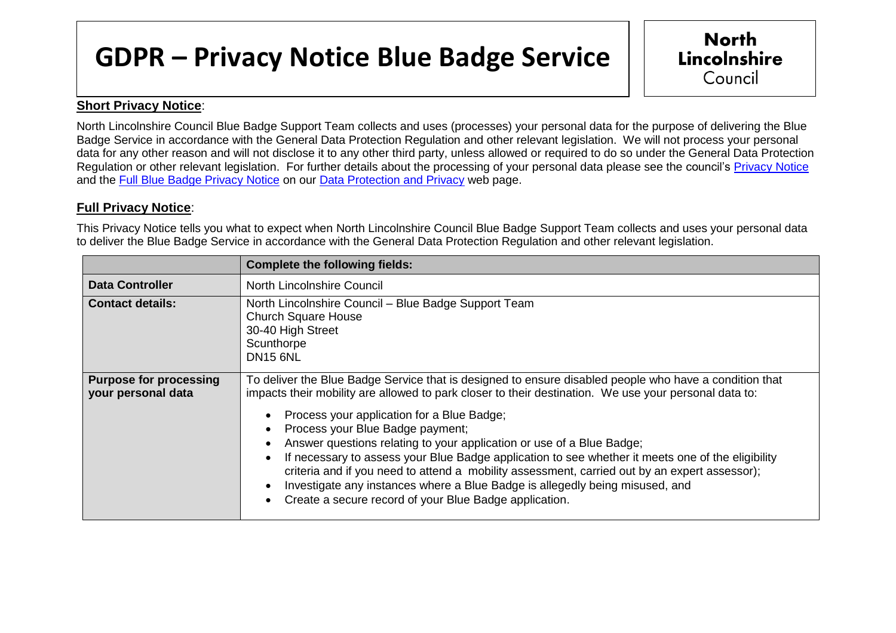# GDPR – Privacy Notice Blue Badge Service

North Lincolnshire Council

**Short Privacy Notice**:

North Lincolnshire Council Blue Badge Support Team collects and uses (processes) your personal data for the purpose of delivering the Blue Badge Service in accordance with the General Data Protection Regulation and other relevant legislation. We will not process your personal data for any other reason and will not disclose it to any other third party, unless allowed or required to do so under the General Data Protection Regulation or other relevant legislation. For further details about the processing of your personal data please see the council's Privacy Notice and the Full Blue Badge Privacy Notice on our Data Protection and Privacy web page.

**Full Privacy Notice**:

This Privacy Notice tells you what to expect when North Lincolnshire Council Blue Badge Support Team collects and uses your personal data to deliver the Blue Badge Service in accordance with the General Data Protection Regulation and other relevant legislation.

| | **Complete the following fields:** |
|---|---|
| **Data Controller** | North Lincolnshire Council |
| **Contact details:** | North Lincolnshire Council – Blue Badge Support Team<br>Church Square House<br>30-40 High Street<br>Scunthorpe<br>DN15 6NL |
| **Purpose for processing your personal data** | To deliver the Blue Badge Service that is designed to ensure disabled people who have a condition that impacts their mobility are allowed to park closer to their destination. We use your personal data to:<br>• Process your application for a Blue Badge;<br>• Process your Blue Badge payment;<br>• Answer questions relating to your application or use of a Blue Badge;<br>• If necessary to assess your Blue Badge application to see whether it meets one of the eligibility criteria and if you need to attend a mobility assessment, carried out by an expert assessor);<br>• Investigate any instances where a Blue Badge is allegedly being misused, and<br>• Create a secure record of your Blue Badge application. |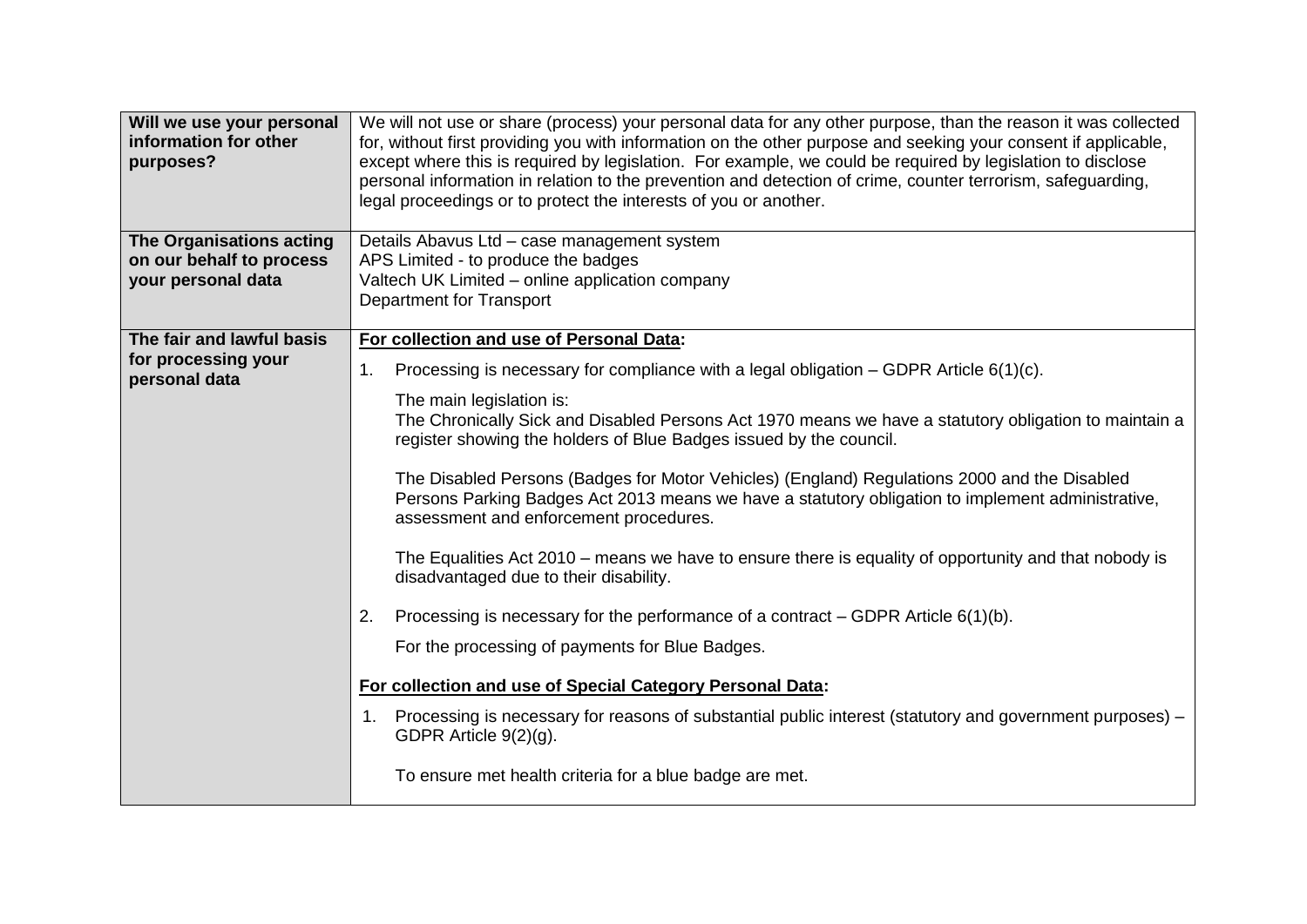| | |
|---|---|
| **Will we use your personal information for other purposes?** | We will not use or share (process) your personal data for any other purpose, than the reason it was collected for, without first providing you with information on the other purpose and seeking your consent if applicable, except where this is required by legislation. For example, we could be required by legislation to disclose personal information in relation to the prevention and detection of crime, counter terrorism, safeguarding, legal proceedings or to protect the interests of you or another. |
| **The Organisations acting on our behalf to process your personal data** | Details Abavus Ltd – case management system<br>APS Limited - to produce the badges<br>Valtech UK Limited – online application company<br>Department for Transport |
| **The fair and lawful basis for processing your personal data** | **<u>For collection and use of Personal Data</u>:**<br><br>1. Processing is necessary for compliance with a legal obligation – GDPR Article 6(1)(c).<br><br>The main legislation is:<br>The Chronically Sick and Disabled Persons Act 1970 means we have a statutory obligation to maintain a register showing the holders of Blue Badges issued by the council.<br><br>The Disabled Persons (Badges for Motor Vehicles) (England) Regulations 2000 and the Disabled Persons Parking Badges Act 2013 means we have a statutory obligation to implement administrative, assessment and enforcement procedures.<br><br>The Equalities Act 2010 – means we have to ensure there is equality of opportunity and that nobody is disadvantaged due to their disability.<br><br>2. Processing is necessary for the performance of a contract – GDPR Article 6(1)(b).<br><br>For the processing of payments for Blue Badges.<br><br>**<u>For collection and use of Special Category Personal Data</u>:**<br><br>1. Processing is necessary for reasons of substantial public interest (statutory and government purposes) – GDPR Article 9(2)(g).<br><br>To ensure met health criteria for a blue badge are met. |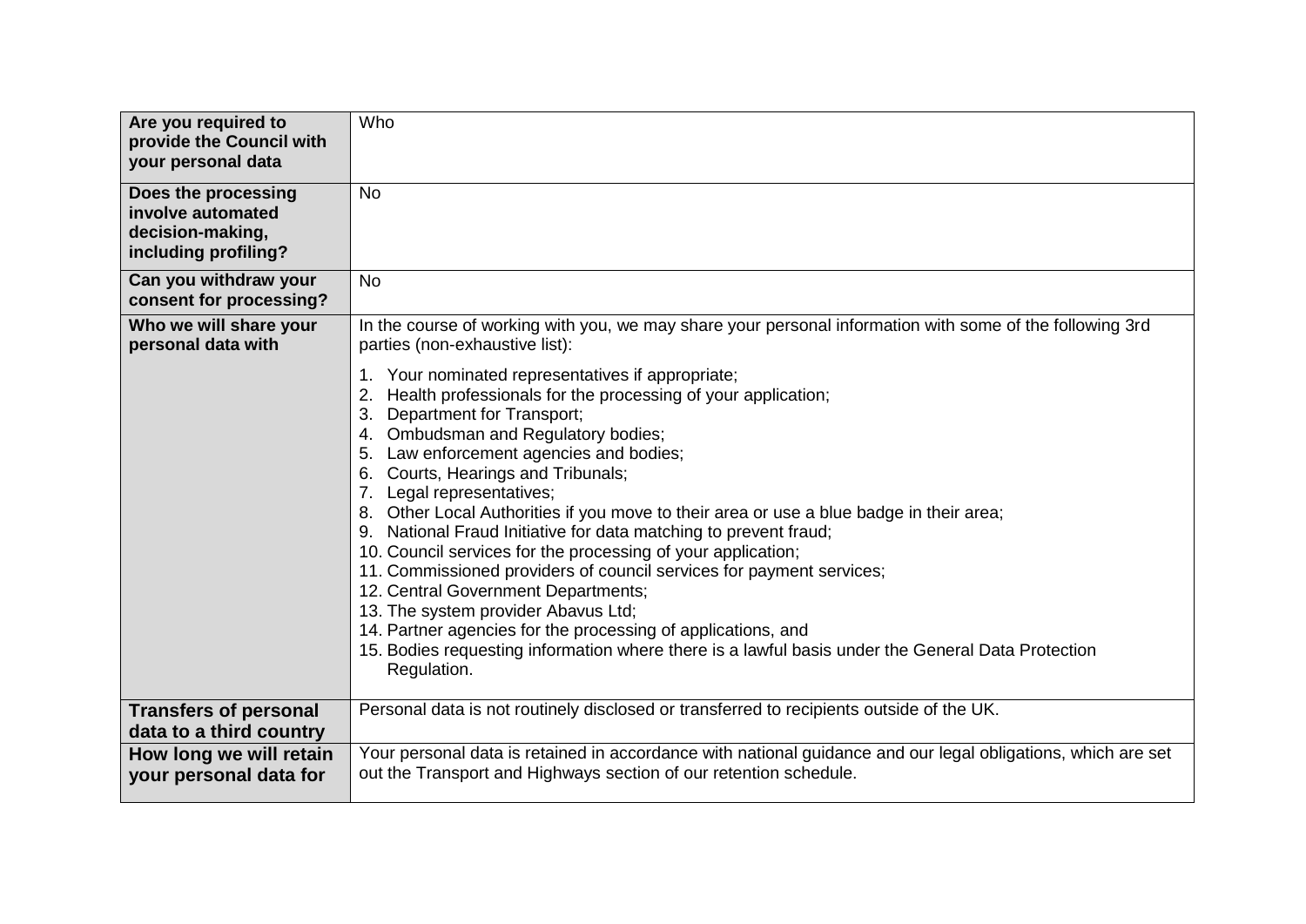| | |
|---|---|
| **Are you required to provide the Council with your personal data** | Who |
| **Does the processing involve automated decision-making, including profiling?** | No |
| **Can you withdraw your consent for processing?** | No |
| **Who we will share your personal data with** | In the course of working with you, we may share your personal information with some of the following 3rd parties (non-exhaustive list):<br><br>1. Your nominated representatives if appropriate;<br>2. Health professionals for the processing of your application;<br>3. Department for Transport;<br>4. Ombudsman and Regulatory bodies;<br>5. Law enforcement agencies and bodies;<br>6. Courts, Hearings and Tribunals;<br>7. Legal representatives;<br>8. Other Local Authorities if you move to their area or use a blue badge in their area;<br>9. National Fraud Initiative for data matching to prevent fraud;<br>10. Council services for the processing of your application;<br>11. Commissioned providers of council services for payment services;<br>12. Central Government Departments;<br>13. The system provider Abavus Ltd;<br>14. Partner agencies for the processing of applications, and<br>15. Bodies requesting information where there is a lawful basis under the General Data Protection Regulation. |
| **Transfers of personal data to a third country** | Personal data is not routinely disclosed or transferred to recipients outside of the UK. |
| **How long we will retain your personal data for** | Your personal data is retained in accordance with national guidance and our legal obligations, which are set out the Transport and Highways section of our retention schedule. |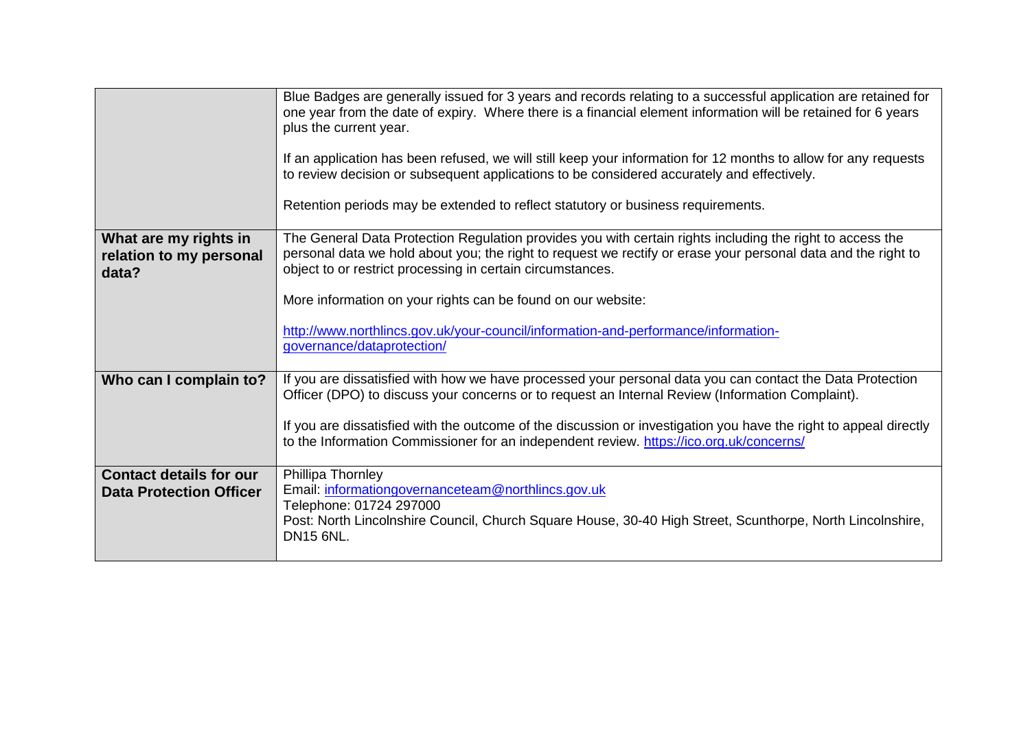| | |
|---|---|
| | Blue Badges are generally issued for 3 years and records relating to a successful application are retained for one year from the date of expiry. Where there is a financial element information will be retained for 6 years plus the current year.<br><br>If an application has been refused, we will still keep your information for 12 months to allow for any requests to review decision or subsequent applications to be considered accurately and effectively.<br><br>Retention periods may be extended to reflect statutory or business requirements. |
| **What are my rights in relation to my personal data?** | The General Data Protection Regulation provides you with certain rights including the right to access the personal data we hold about you; the right to request we rectify or erase your personal data and the right to object to or restrict processing in certain circumstances.<br><br>More information on your rights can be found on our website:<br><br>http://www.northlincs.gov.uk/your-council/information-and-performance/information-governance/dataprotection/ |
| **Who can I complain to?** | If you are dissatisfied with how we have processed your personal data you can contact the Data Protection Officer (DPO) to discuss your concerns or to request an Internal Review (Information Complaint).<br><br>If you are dissatisfied with the outcome of the discussion or investigation you have the right to appeal directly to the Information Commissioner for an independent review. https://ico.org.uk/concerns/ |
| **Contact details for our Data Protection Officer** | Phillipa Thornley<br>Email: informationgovernanceteam@northlincs.gov.uk<br>Telephone: 01724 297000<br>Post: North Lincolnshire Council, Church Square House, 30-40 High Street, Scunthorpe, North Lincolnshire, DN15 6NL. |